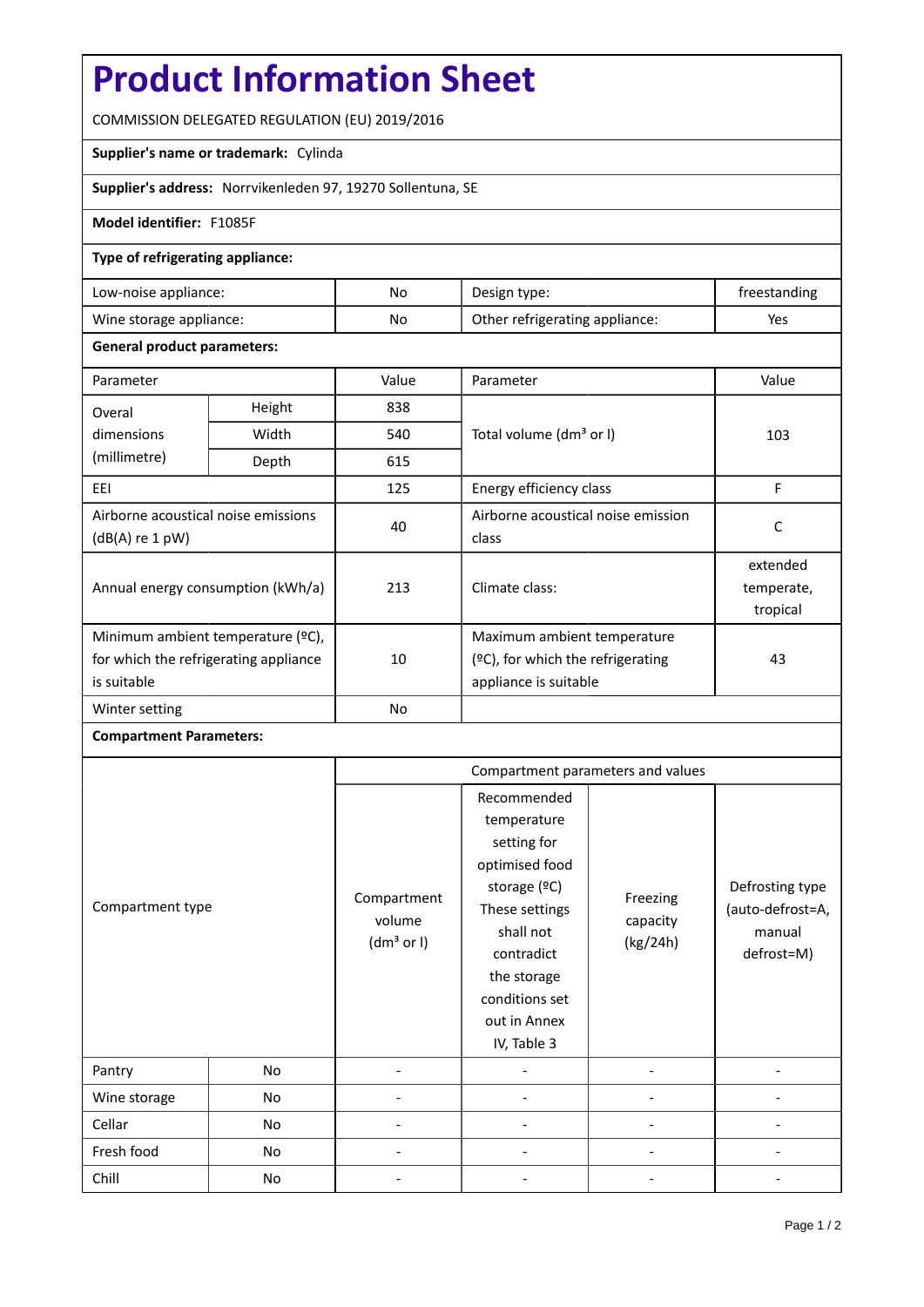# Product Information Sheet

COMMISSION DELEGATED REGULATION (EU) 2019/2016

**Supplier's name or trademark:** Cylinda

**Supplier's address:** Norrvikenleden 97, 19270 Sollentuna, SE

**Model identifier:** F1085F

**Type of refrigerating appliance:**

| | | | |
|---|---|---|---|
| Low-noise appliance: | No | Design type: | freestanding |
| Wine storage appliance: | No | Other refrigerating appliance: | Yes |

**General product parameters:**

| Parameter | | Value | Parameter | Value |
|---|---|---|---|---|
| Overal dimensions (millimetre) | Height | 838 | Total volume ($dm^3$ or l) | 103 |
| | Width | 540 | | |
| | Depth | 615 | | |
| EEI | | 125 | Energy efficiency class | F |
| Airborne acoustical noise emissions (dB(A) re 1 pW) | | 40 | Airborne acoustical noise emission class | C |
| Annual energy consumption (kWh/a) | | 213 | Climate class: | extended temperate, tropical |
| Minimum ambient temperature (ºC), for which the refrigerating appliance is suitable | | 10 | Maximum ambient temperature (ºC), for which the refrigerating appliance is suitable | 43 |
| Winter setting | | No | | |

**Compartment Parameters:**

| Compartment type | | Compartment parameters and values | | | |
|---|---|---|---|---|---|
| | | Compartment volume ($dm^3$ or l) | Recommended temperature setting for optimised food storage (ºC) These settings shall not contradict the storage conditions set out in Annex IV, Table 3 | Freezing capacity (kg/24h) | Defrosting type (auto-defrost=A, manual defrost=M) |
| Pantry | No | - | - | - | - |
| Wine storage | No | - | - | - | - |
| Cellar | No | - | - | - | - |
| Fresh food | No | - | - | - | - |
| Chill | No | - | - | - | - |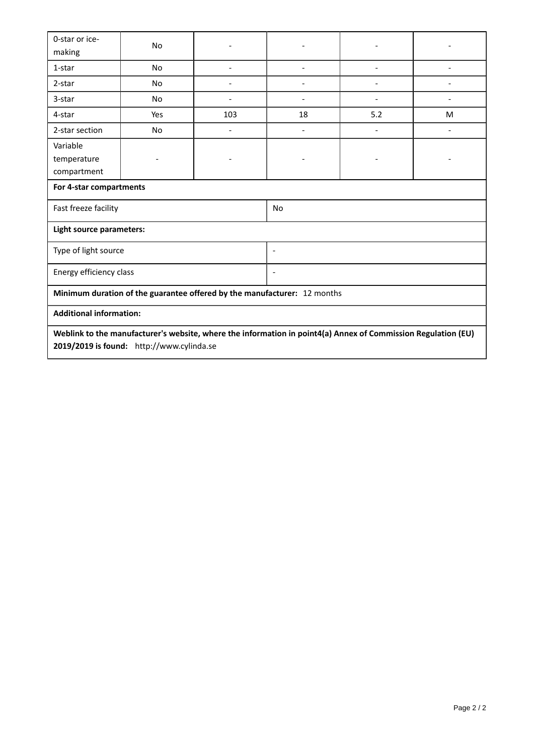| | | | | | |
|---|---|---|---|---|---|
| 0-star or ice-making | No | - | - | - | - |
| 1-star | No | - | - | - | - |
| 2-star | No | - | - | - | - |
| 3-star | No | - | - | - | - |
| 4-star | Yes | 103 | 18 | 5.2 | M |
| 2-star section | No | - | - | - | - |
| Variable temperature compartment | - | - | - | - | - |

| | |
|---|---|
| **For 4-star compartments** | |
| Fast freeze facility | No |
| **Light source parameters:** | |
| Type of light source | - |
| Energy efficiency class | - |

**Minimum duration of the guarantee offered by the manufacturer:** 12 months

**Additional information:**

**Weblink to the manufacturer's website, where the information in point4(a) Annex of Commission Regulation (EU) 2019/2019 is found:** http://www.cylinda.se